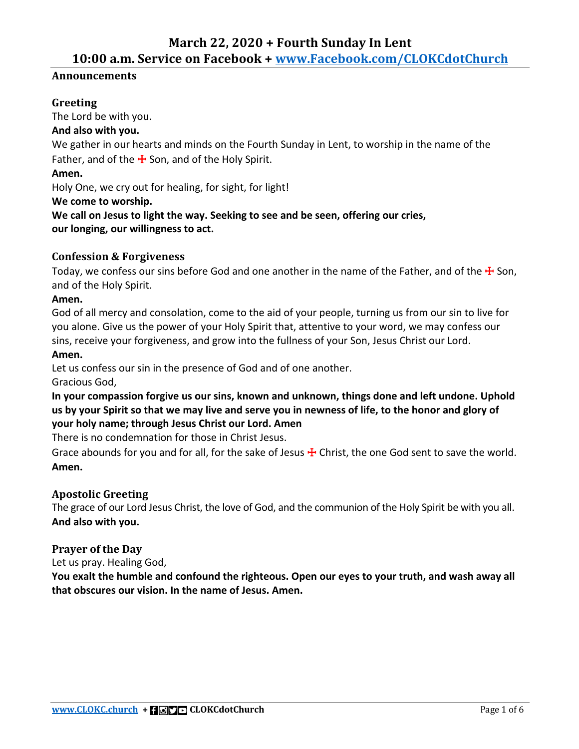# March 22, 2020 + Fourth Sunday In Lent

## 10:00 a.m. Service on Facebook + www.Facebook.com/CLOKCdotChurch

### Announcements

### Greeting

The Lord be with you.

**And also with you.**

We gather in our hearts and minds on the Fourth Sunday in Lent, to worship in the name of the Father, and of the ☩ Son, and of the Holy Spirit.

**Amen.**

Holy One, we cry out for healing, for sight, for light!

**We come to worship.**

**We call on Jesus to light the way. Seeking to see and be seen, offering our cries, our longing, our willingness to act.**

### Confession & Forgiveness

Today, we confess our sins before God and one another in the name of the Father, and of the ☩ Son, and of the Holy Spirit.

**Amen.**

God of all mercy and consolation, come to the aid of your people, turning us from our sin to live for you alone. Give us the power of your Holy Spirit that, attentive to your word, we may confess our sins, receive your forgiveness, and grow into the fullness of your Son, Jesus Christ our Lord.

**Amen.**

Let us confess our sin in the presence of God and of one another.

Gracious God,

**In your compassion forgive us our sins, known and unknown, things done and left undone. Uphold us by your Spirit so that we may live and serve you in newness of life, to the honor and glory of your holy name; through Jesus Christ our Lord. Amen**

There is no condemnation for those in Christ Jesus.

Grace abounds for you and for all, for the sake of Jesus ☩ Christ, the one God sent to save the world.

**Amen.**

### Apostolic Greeting

The grace of our Lord Jesus Christ, the love of God, and the communion of the Holy Spirit be with you all.

**And also with you.**

### Prayer of the Day

Let us pray. Healing God,

**You exalt the humble and confound the righteous. Open our eyes to your truth, and wash away all that obscures our vision. In the name of Jesus. Amen.**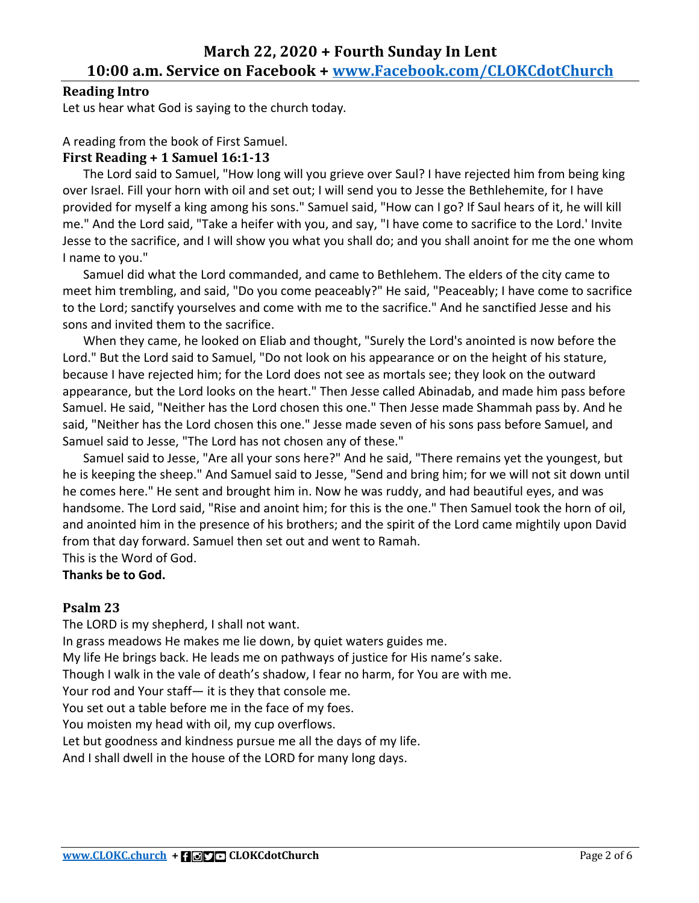## Reading Intro

Let us hear what God is saying to the church today.

A reading from the book of First Samuel.

### First Reading + 1 Samuel 16:1-13

The Lord said to Samuel, "How long will you grieve over Saul? I have rejected him from being king over Israel. Fill your horn with oil and set out; I will send you to Jesse the Bethlehemite, for I have provided for myself a king among his sons." Samuel said, "How can I go? If Saul hears of it, he will kill me." And the Lord said, "Take a heifer with you, and say, "I have come to sacrifice to the Lord.' Invite Jesse to the sacrifice, and I will show you what you shall do; and you shall anoint for me the one whom I name to you."

Samuel did what the Lord commanded, and came to Bethlehem. The elders of the city came to meet him trembling, and said, "Do you come peaceably?" He said, "Peaceably; I have come to sacrifice to the Lord; sanctify yourselves and come with me to the sacrifice." And he sanctified Jesse and his sons and invited them to the sacrifice.

When they came, he looked on Eliab and thought, "Surely the Lord's anointed is now before the Lord." But the Lord said to Samuel, "Do not look on his appearance or on the height of his stature, because I have rejected him; for the Lord does not see as mortals see; they look on the outward appearance, but the Lord looks on the heart." Then Jesse called Abinadab, and made him pass before Samuel. He said, "Neither has the Lord chosen this one." Then Jesse made Shammah pass by. And he said, "Neither has the Lord chosen this one." Jesse made seven of his sons pass before Samuel, and Samuel said to Jesse, "The Lord has not chosen any of these."

Samuel said to Jesse, "Are all your sons here?" And he said, "There remains yet the youngest, but he is keeping the sheep." And Samuel said to Jesse, "Send and bring him; for we will not sit down until he comes here." He sent and brought him in. Now he was ruddy, and had beautiful eyes, and was handsome. The Lord said, "Rise and anoint him; for this is the one." Then Samuel took the horn of oil, and anointed him in the presence of his brothers; and the spirit of the Lord came mightily upon David from that day forward. Samuel then set out and went to Ramah.

This is the Word of God.

**Thanks be to God.**

## Psalm 23

The LORD is my shepherd, I shall not want.
In grass meadows He makes me lie down, by quiet waters guides me.
My life He brings back. He leads me on pathways of justice for His name's sake.
Though I walk in the vale of death's shadow, I fear no harm, for You are with me.
Your rod and Your staff— it is they that console me.
You set out a table before me in the face of my foes.
You moisten my head with oil, my cup overflows.
Let but goodness and kindness pursue me all the days of my life.
And I shall dwell in the house of the LORD for many long days.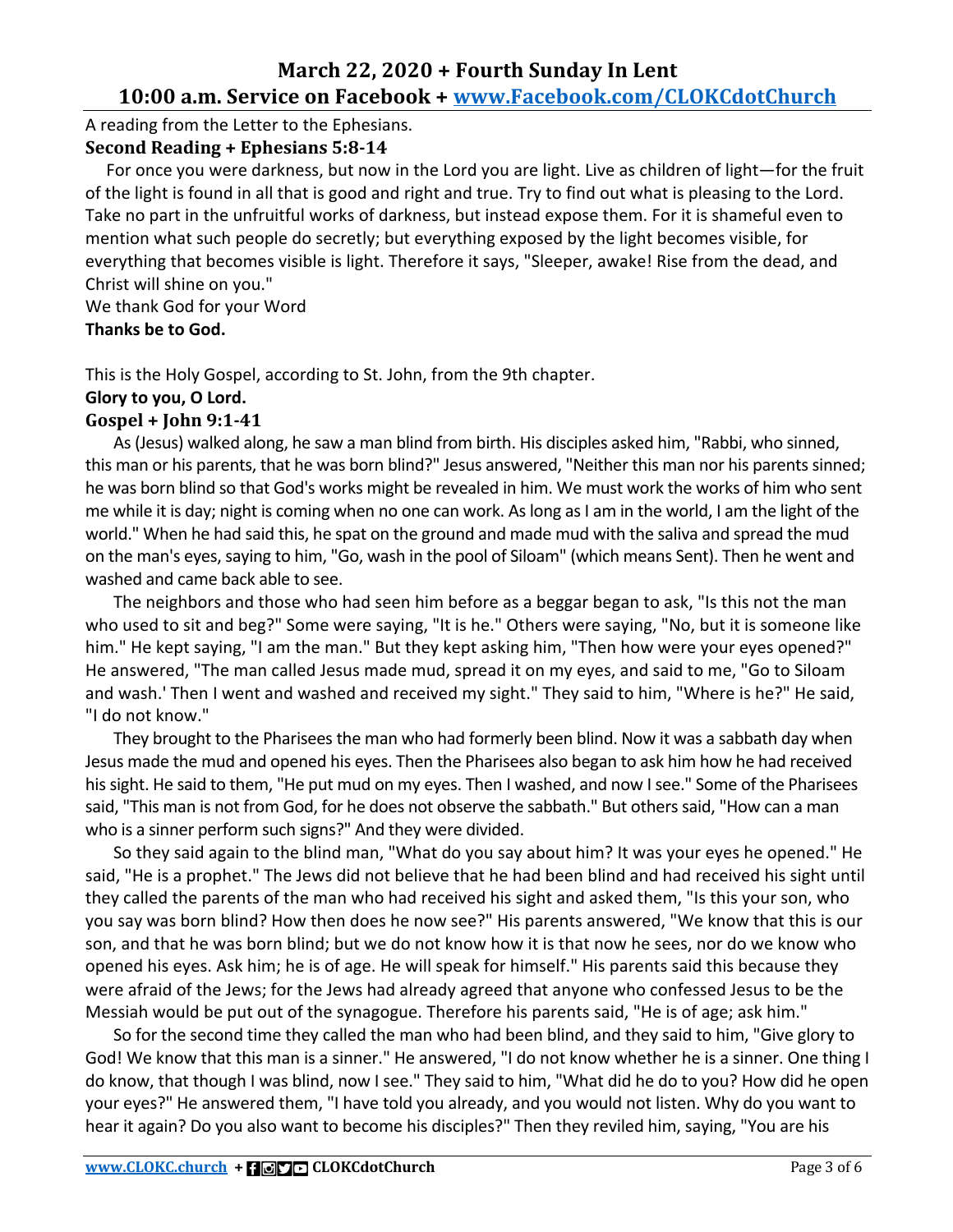A reading from the Letter to the Ephesians.

**Second Reading + Ephesians 5:8-14**

For once you were darkness, but now in the Lord you are light. Live as children of light—for the fruit of the light is found in all that is good and right and true. Try to find out what is pleasing to the Lord. Take no part in the unfruitful works of darkness, but instead expose them. For it is shameful even to mention what such people do secretly; but everything exposed by the light becomes visible, for everything that becomes visible is light. Therefore it says, "Sleeper, awake! Rise from the dead, and Christ will shine on you."

We thank God for your Word

**Thanks be to God.**

This is the Holy Gospel, according to St. John, from the 9th chapter.

**Glory to you, O Lord.**

**Gospel + John 9:1-41**

As (Jesus) walked along, he saw a man blind from birth. His disciples asked him, "Rabbi, who sinned, this man or his parents, that he was born blind?" Jesus answered, "Neither this man nor his parents sinned; he was born blind so that God's works might be revealed in him. We must work the works of him who sent me while it is day; night is coming when no one can work. As long as I am in the world, I am the light of the world." When he had said this, he spat on the ground and made mud with the saliva and spread the mud on the man's eyes, saying to him, "Go, wash in the pool of Siloam" (which means Sent). Then he went and washed and came back able to see.

The neighbors and those who had seen him before as a beggar began to ask, "Is this not the man who used to sit and beg?" Some were saying, "It is he." Others were saying, "No, but it is someone like him." He kept saying, "I am the man." But they kept asking him, "Then how were your eyes opened?" He answered, "The man called Jesus made mud, spread it on my eyes, and said to me, "Go to Siloam and wash.' Then I went and washed and received my sight." They said to him, "Where is he?" He said, "I do not know."

They brought to the Pharisees the man who had formerly been blind. Now it was a sabbath day when Jesus made the mud and opened his eyes. Then the Pharisees also began to ask him how he had received his sight. He said to them, "He put mud on my eyes. Then I washed, and now I see." Some of the Pharisees said, "This man is not from God, for he does not observe the sabbath." But others said, "How can a man who is a sinner perform such signs?" And they were divided.

So they said again to the blind man, "What do you say about him? It was your eyes he opened." He said, "He is a prophet." The Jews did not believe that he had been blind and had received his sight until they called the parents of the man who had received his sight and asked them, "Is this your son, who you say was born blind? How then does he now see?" His parents answered, "We know that this is our son, and that he was born blind; but we do not know how it is that now he sees, nor do we know who opened his eyes. Ask him; he is of age. He will speak for himself." His parents said this because they were afraid of the Jews; for the Jews had already agreed that anyone who confessed Jesus to be the Messiah would be put out of the synagogue. Therefore his parents said, "He is of age; ask him."

So for the second time they called the man who had been blind, and they said to him, "Give glory to God! We know that this man is a sinner." He answered, "I do not know whether he is a sinner. One thing I do know, that though I was blind, now I see." They said to him, "What did he do to you? How did he open your eyes?" He answered them, "I have told you already, and you would not listen. Why do you want to hear it again? Do you also want to become his disciples?" Then they reviled him, saying, "You are his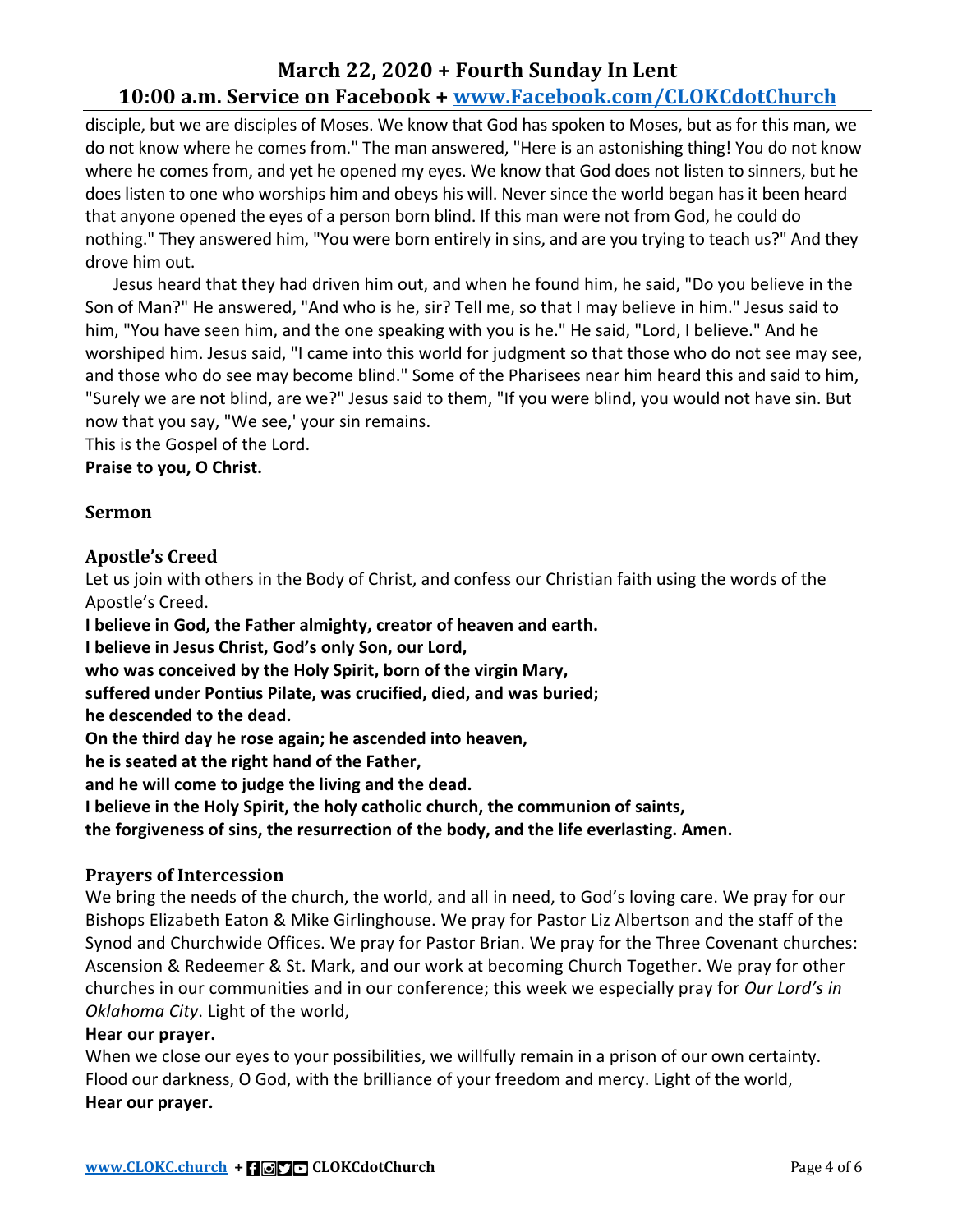disciple, but we are disciples of Moses. We know that God has spoken to Moses, but as for this man, we do not know where he comes from." The man answered, "Here is an astonishing thing! You do not know where he comes from, and yet he opened my eyes. We know that God does not listen to sinners, but he does listen to one who worships him and obeys his will. Never since the world began has it been heard that anyone opened the eyes of a person born blind. If this man were not from God, he could do nothing." They answered him, "You were born entirely in sins, and are you trying to teach us?" And they drove him out.

Jesus heard that they had driven him out, and when he found him, he said, "Do you believe in the Son of Man?" He answered, "And who is he, sir? Tell me, so that I may believe in him." Jesus said to him, "You have seen him, and the one speaking with you is he." He said, "Lord, I believe." And he worshiped him. Jesus said, "I came into this world for judgment so that those who do not see may see, and those who do see may become blind." Some of the Pharisees near him heard this and said to him, "Surely we are not blind, are we?" Jesus said to them, "If you were blind, you would not have sin. But now that you say, "We see,' your sin remains.

This is the Gospel of the Lord.

**Praise to you, O Christ.**

### Sermon

### Apostle's Creed

Let us join with others in the Body of Christ, and confess our Christian faith using the words of the Apostle's Creed.

**I believe in God, the Father almighty, creator of heaven and earth.**
**I believe in Jesus Christ, God's only Son, our Lord,**
**who was conceived by the Holy Spirit, born of the virgin Mary,**
**suffered under Pontius Pilate, was crucified, died, and was buried;**
**he descended to the dead.**
**On the third day he rose again; he ascended into heaven,**
**he is seated at the right hand of the Father,**
**and he will come to judge the living and the dead.**
**I believe in the Holy Spirit, the holy catholic church, the communion of saints,**
**the forgiveness of sins, the resurrection of the body, and the life everlasting. Amen.**

### Prayers of Intercession

We bring the needs of the church, the world, and all in need, to God's loving care. We pray for our Bishops Elizabeth Eaton & Mike Girlinghouse. We pray for Pastor Liz Albertson and the staff of the Synod and Churchwide Offices. We pray for Pastor Brian. We pray for the Three Covenant churches: Ascension & Redeemer & St. Mark, and our work at becoming Church Together. We pray for other churches in our communities and in our conference; this week we especially pray for *Our Lord's in Oklahoma City*. Light of the world,

**Hear our prayer.**

When we close our eyes to your possibilities, we willfully remain in a prison of our own certainty. Flood our darkness, O God, with the brilliance of your freedom and mercy. Light of the world,

**Hear our prayer.**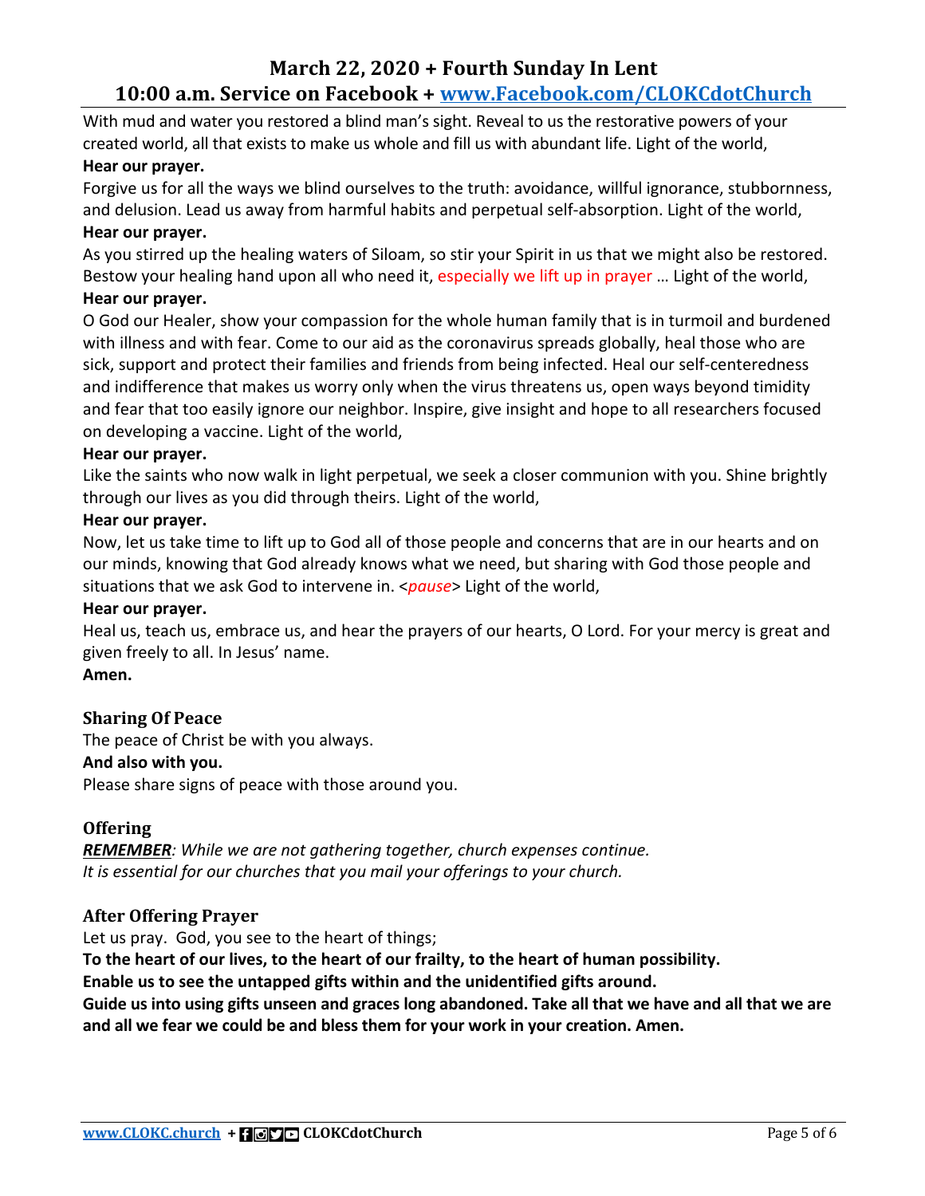With mud and water you restored a blind man's sight. Reveal to us the restorative powers of your created world, all that exists to make us whole and fill us with abundant life. Light of the world,
**Hear our prayer.**

Forgive us for all the ways we blind ourselves to the truth: avoidance, willful ignorance, stubbornness, and delusion. Lead us away from harmful habits and perpetual self-absorption. Light of the world,
**Hear our prayer.**

As you stirred up the healing waters of Siloam, so stir your Spirit in us that we might also be restored. Bestow your healing hand upon all who need it, especially we lift up in prayer … Light of the world,
**Hear our prayer.**

O God our Healer, show your compassion for the whole human family that is in turmoil and burdened with illness and with fear. Come to our aid as the coronavirus spreads globally, heal those who are sick, support and protect their families and friends from being infected. Heal our self-centeredness and indifference that makes us worry only when the virus threatens us, open ways beyond timidity and fear that too easily ignore our neighbor. Inspire, give insight and hope to all researchers focused on developing a vaccine. Light of the world,
**Hear our prayer.**

Like the saints who now walk in light perpetual, we seek a closer communion with you. Shine brightly through our lives as you did through theirs. Light of the world,
**Hear our prayer.**

Now, let us take time to lift up to God all of those people and concerns that are in our hearts and on our minds, knowing that God already knows what we need, but sharing with God those people and situations that we ask God to intervene in. <*pause*> Light of the world,
**Hear our prayer.**

Heal us, teach us, embrace us, and hear the prayers of our hearts, O Lord. For your mercy is great and given freely to all. In Jesus' name.
**Amen.**

### Sharing Of Peace

The peace of Christ be with you always.
**And also with you.**
Please share signs of peace with those around you.

### Offering

***REMEMBER****: While we are not gathering together, church expenses continue.*
*It is essential for our churches that you mail your offerings to your church.*

### After Offering Prayer

Let us pray. God, you see to the heart of things;
**To the heart of our lives, to the heart of our frailty, to the heart of human possibility.**
**Enable us to see the untapped gifts within and the unidentified gifts around.**
**Guide us into using gifts unseen and graces long abandoned. Take all that we have and all that we are and all we fear we could be and bless them for your work in your creation. Amen.**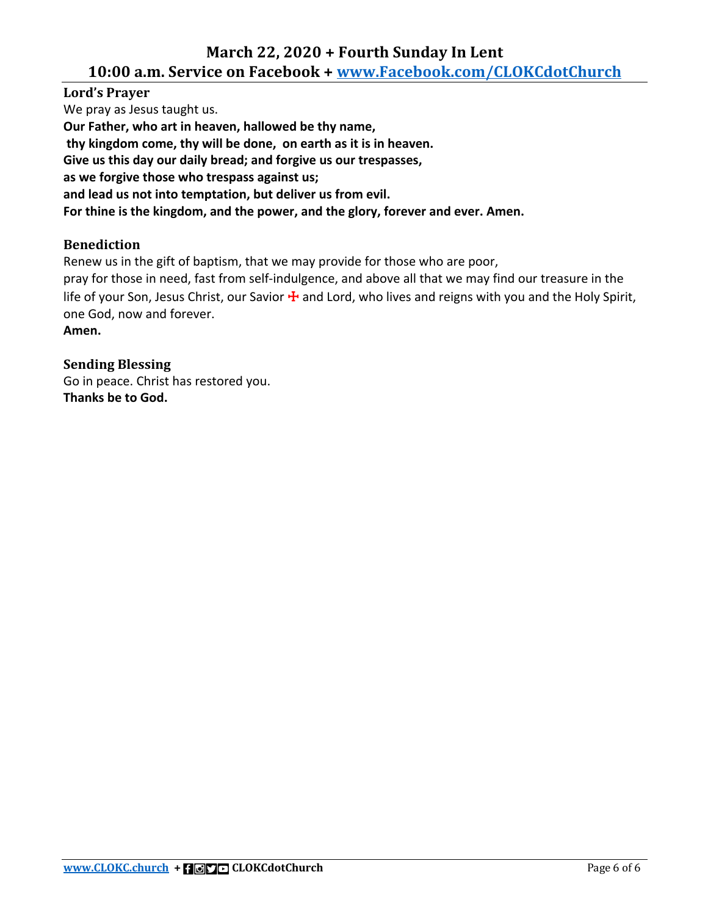## Lord's Prayer

We pray as Jesus taught us.

**Our Father, who art in heaven, hallowed be thy name,**
**thy kingdom come, thy will be done, on earth as it is in heaven.**
**Give us this day our daily bread; and forgive us our trespasses,**
**as we forgive those who trespass against us;**
**and lead us not into temptation, but deliver us from evil.**
**For thine is the kingdom, and the power, and the glory, forever and ever. Amen.**

## Benediction

Renew us in the gift of baptism, that we may provide for those who are poor,
pray for those in need, fast from self-indulgence, and above all that we may find our treasure in the life of your Son, Jesus Christ, our Savior ☩ and Lord, who lives and reigns with you and the Holy Spirit, one God, now and forever.
**Amen.**

## Sending Blessing

Go in peace. Christ has restored you.
**Thanks be to God.**